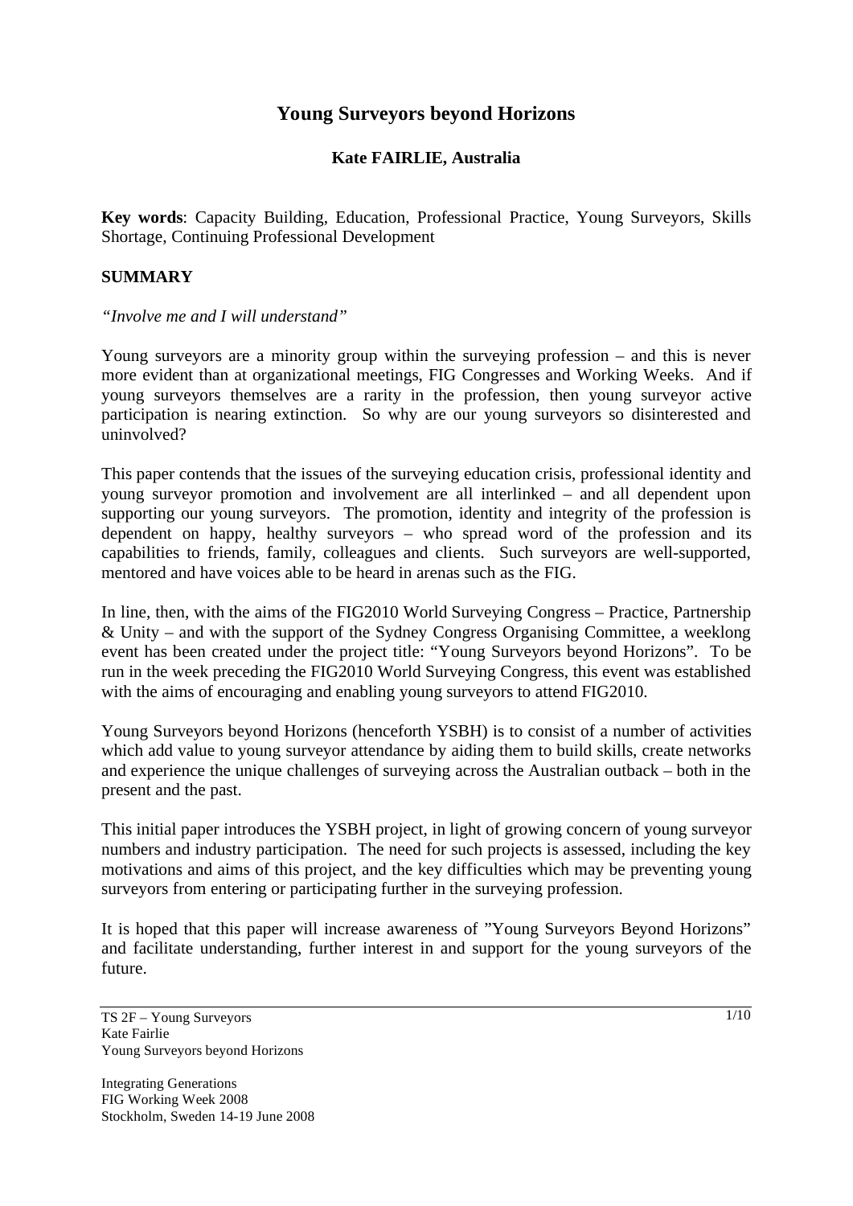# Young Surveyors beyond Horizons

**Kate FAIRLIE, Australia**

**Key words**: Capacity Building, Education, Professional Practice, Young Surveyors, Skills Shortage, Continuing Professional Development

## SUMMARY

*"Involve me and I will understand"*

Young surveyors are a minority group within the surveying profession – and this is never more evident than at organizational meetings, FIG Congresses and Working Weeks. And if young surveyors themselves are a rarity in the profession, then young surveyor active participation is nearing extinction. So why are our young surveyors so disinterested and uninvolved?

This paper contends that the issues of the surveying education crisis, professional identity and young surveyor promotion and involvement are all interlinked – and all dependent upon supporting our young surveyors. The promotion, identity and integrity of the profession is dependent on happy, healthy surveyors – who spread word of the profession and its capabilities to friends, family, colleagues and clients. Such surveyors are well-supported, mentored and have voices able to be heard in arenas such as the FIG.

In line, then, with the aims of the FIG2010 World Surveying Congress – Practice, Partnership & Unity – and with the support of the Sydney Congress Organising Committee, a weeklong event has been created under the project title: "Young Surveyors beyond Horizons". To be run in the week preceding the FIG2010 World Surveying Congress, this event was established with the aims of encouraging and enabling young surveyors to attend FIG2010.

Young Surveyors beyond Horizons (henceforth YSBH) is to consist of a number of activities which add value to young surveyor attendance by aiding them to build skills, create networks and experience the unique challenges of surveying across the Australian outback – both in the present and the past.

This initial paper introduces the YSBH project, in light of growing concern of young surveyor numbers and industry participation. The need for such projects is assessed, including the key motivations and aims of this project, and the key difficulties which may be preventing young surveyors from entering or participating further in the surveying profession.

It is hoped that this paper will increase awareness of "Young Surveyors Beyond Horizons" and facilitate understanding, further interest in and support for the young surveyors of the future.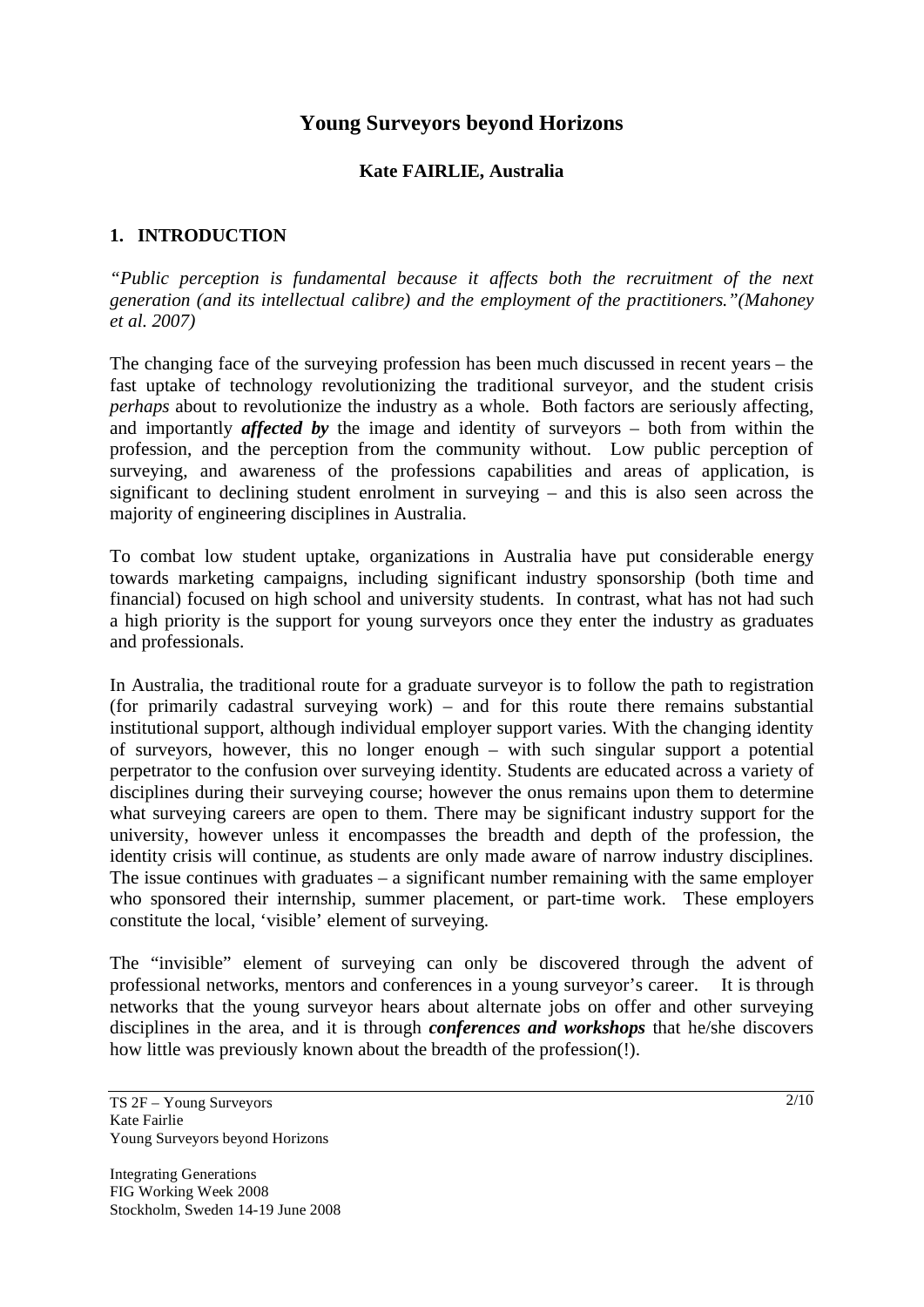# Young Surveyors beyond Horizons

**Kate FAIRLIE, Australia**

## 1. INTRODUCTION

*"Public perception is fundamental because it affects both the recruitment of the next generation (and its intellectual calibre) and the employment of the practitioners."(Mahoney et al. 2007)*

The changing face of the surveying profession has been much discussed in recent years – the fast uptake of technology revolutionizing the traditional surveyor, and the student crisis *perhaps* about to revolutionize the industry as a whole. Both factors are seriously affecting, and importantly ***affected by*** the image and identity of surveyors – both from within the profession, and the perception from the community without. Low public perception of surveying, and awareness of the professions capabilities and areas of application, is significant to declining student enrolment in surveying – and this is also seen across the majority of engineering disciplines in Australia.

To combat low student uptake, organizations in Australia have put considerable energy towards marketing campaigns, including significant industry sponsorship (both time and financial) focused on high school and university students. In contrast, what has not had such a high priority is the support for young surveyors once they enter the industry as graduates and professionals.

In Australia, the traditional route for a graduate surveyor is to follow the path to registration (for primarily cadastral surveying work) – and for this route there remains substantial institutional support, although individual employer support varies. With the changing identity of surveyors, however, this no longer enough – with such singular support a potential perpetrator to the confusion over surveying identity. Students are educated across a variety of disciplines during their surveying course; however the onus remains upon them to determine what surveying careers are open to them. There may be significant industry support for the university, however unless it encompasses the breadth and depth of the profession, the identity crisis will continue, as students are only made aware of narrow industry disciplines. The issue continues with graduates – a significant number remaining with the same employer who sponsored their internship, summer placement, or part-time work. These employers constitute the local, 'visible' element of surveying.

The "invisible" element of surveying can only be discovered through the advent of professional networks, mentors and conferences in a young surveyor's career. It is through networks that the young surveyor hears about alternate jobs on offer and other surveying disciplines in the area, and it is through ***conferences and workshops*** that he/she discovers how little was previously known about the breadth of the profession(!).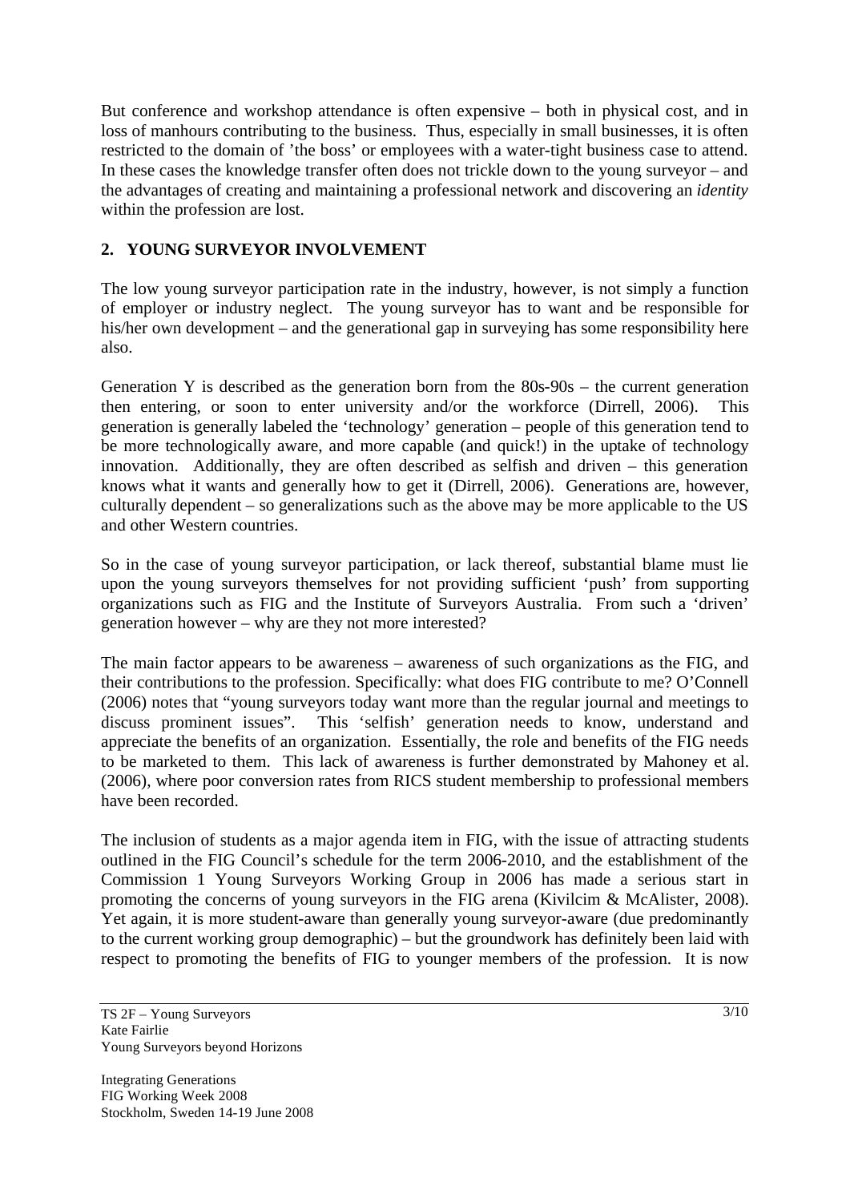But conference and workshop attendance is often expensive – both in physical cost, and in loss of manhours contributing to the business. Thus, especially in small businesses, it is often restricted to the domain of 'the boss' or employees with a water-tight business case to attend. In these cases the knowledge transfer often does not trickle down to the young surveyor – and the advantages of creating and maintaining a professional network and discovering an *identity* within the profession are lost.

## 2. YOUNG SURVEYOR INVOLVEMENT

The low young surveyor participation rate in the industry, however, is not simply a function of employer or industry neglect. The young surveyor has to want and be responsible for his/her own development – and the generational gap in surveying has some responsibility here also.

Generation Y is described as the generation born from the 80s-90s – the current generation then entering, or soon to enter university and/or the workforce (Dirrell, 2006). This generation is generally labeled the 'technology' generation – people of this generation tend to be more technologically aware, and more capable (and quick!) in the uptake of technology innovation. Additionally, they are often described as selfish and driven – this generation knows what it wants and generally how to get it (Dirrell, 2006). Generations are, however, culturally dependent – so generalizations such as the above may be more applicable to the US and other Western countries.

So in the case of young surveyor participation, or lack thereof, substantial blame must lie upon the young surveyors themselves for not providing sufficient 'push' from supporting organizations such as FIG and the Institute of Surveyors Australia. From such a 'driven' generation however – why are they not more interested?

The main factor appears to be awareness – awareness of such organizations as the FIG, and their contributions to the profession. Specifically: what does FIG contribute to me? O'Connell (2006) notes that "young surveyors today want more than the regular journal and meetings to discuss prominent issues". This 'selfish' generation needs to know, understand and appreciate the benefits of an organization. Essentially, the role and benefits of the FIG needs to be marketed to them. This lack of awareness is further demonstrated by Mahoney et al. (2006), where poor conversion rates from RICS student membership to professional members have been recorded.

The inclusion of students as a major agenda item in FIG, with the issue of attracting students outlined in the FIG Council's schedule for the term 2006-2010, and the establishment of the Commission 1 Young Surveyors Working Group in 2006 has made a serious start in promoting the concerns of young surveyors in the FIG arena (Kivilcim & McAlister, 2008). Yet again, it is more student-aware than generally young surveyor-aware (due predominantly to the current working group demographic) – but the groundwork has definitely been laid with respect to promoting the benefits of FIG to younger members of the profession. It is now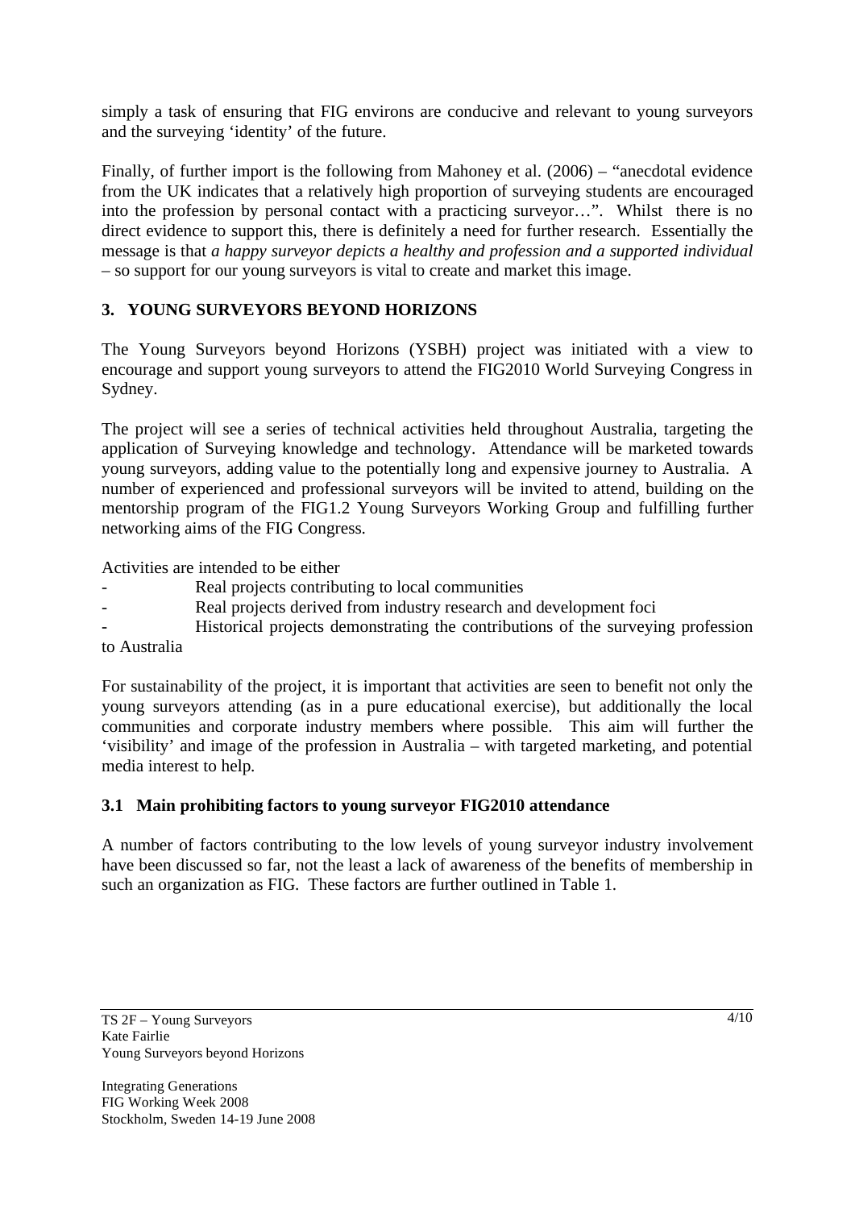simply a task of ensuring that FIG environs are conducive and relevant to young surveyors and the surveying 'identity' of the future.

Finally, of further import is the following from Mahoney et al. (2006) – "anecdotal evidence from the UK indicates that a relatively high proportion of surveying students are encouraged into the profession by personal contact with a practicing surveyor…". Whilst there is no direct evidence to support this, there is definitely a need for further research. Essentially the message is that *a happy surveyor depicts a healthy and profession and a supported individual* – so support for our young surveyors is vital to create and market this image.

## 3. YOUNG SURVEYORS BEYOND HORIZONS

The Young Surveyors beyond Horizons (YSBH) project was initiated with a view to encourage and support young surveyors to attend the FIG2010 World Surveying Congress in Sydney.

The project will see a series of technical activities held throughout Australia, targeting the application of Surveying knowledge and technology. Attendance will be marketed towards young surveyors, adding value to the potentially long and expensive journey to Australia. A number of experienced and professional surveyors will be invited to attend, building on the mentorship program of the FIG1.2 Young Surveyors Working Group and fulfilling further networking aims of the FIG Congress.

Activities are intended to be either

- Real projects contributing to local communities
- Real projects derived from industry research and development foci
- Historical projects demonstrating the contributions of the surveying profession to Australia

For sustainability of the project, it is important that activities are seen to benefit not only the young surveyors attending (as in a pure educational exercise), but additionally the local communities and corporate industry members where possible. This aim will further the 'visibility' and image of the profession in Australia – with targeted marketing, and potential media interest to help.

### 3.1 Main prohibiting factors to young surveyor FIG2010 attendance

A number of factors contributing to the low levels of young surveyor industry involvement have been discussed so far, not the least a lack of awareness of the benefits of membership in such an organization as FIG. These factors are further outlined in Table 1.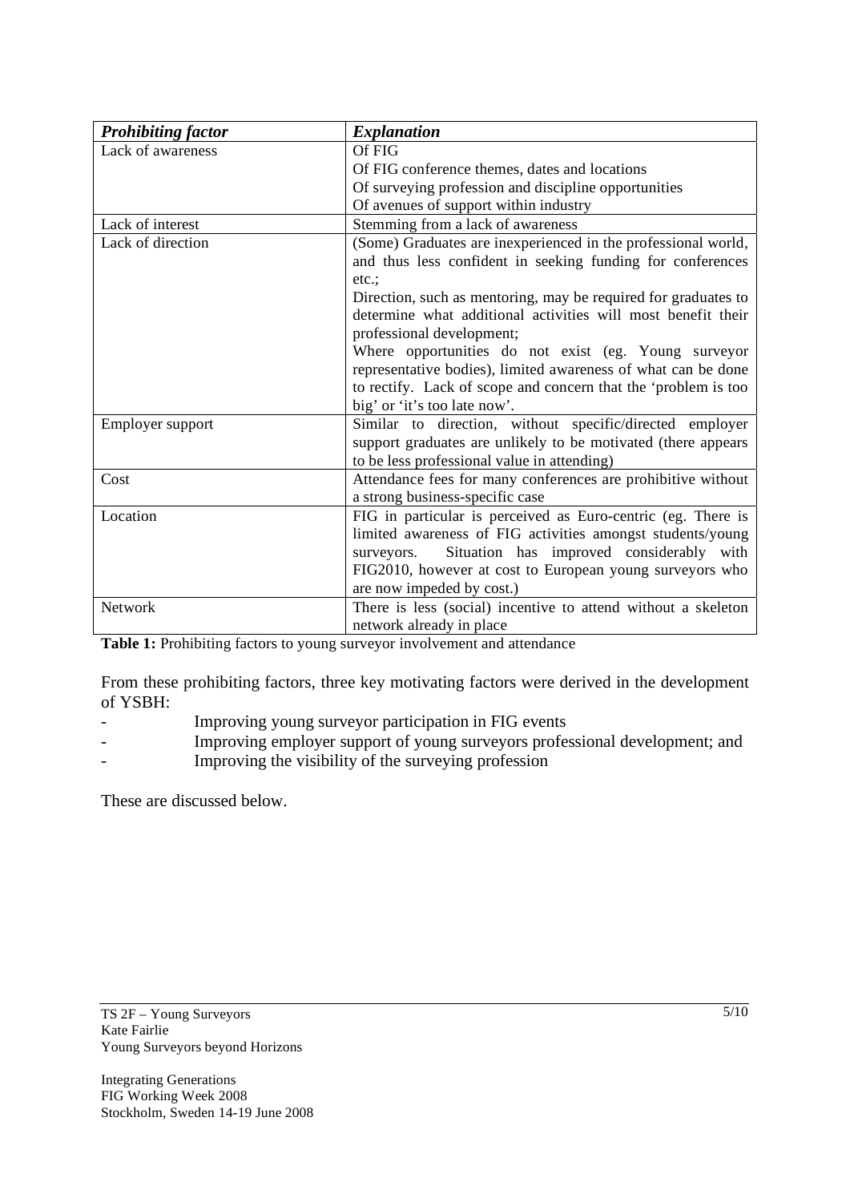| *Prohibiting factor* | *Explanation* |
|---|---|
| Lack of awareness | Of FIG<br>Of FIG conference themes, dates and locations<br>Of surveying profession and discipline opportunities<br>Of avenues of support within industry |
| Lack of interest | Stemming from a lack of awareness |
| Lack of direction | (Some) Graduates are inexperienced in the professional world, and thus less confident in seeking funding for conferences etc.;<br>Direction, such as mentoring, may be required for graduates to determine what additional activities will most benefit their professional development;<br>Where opportunities do not exist (eg. Young surveyor representative bodies), limited awareness of what can be done to rectify. Lack of scope and concern that the 'problem is too big' or 'it's too late now'. |
| Employer support | Similar to direction, without specific/directed employer support graduates are unlikely to be motivated (there appears to be less professional value in attending) |
| Cost | Attendance fees for many conferences are prohibitive without a strong business-specific case |
| Location | FIG in particular is perceived as Euro-centric (eg. There is limited awareness of FIG activities amongst students/young surveyors. Situation has improved considerably with FIG2010, however at cost to European young surveyors who are now impeded by cost.) |
| Network | There is less (social) incentive to attend without a skeleton network already in place |

**Table 1:** Prohibiting factors to young surveyor involvement and attendance

From these prohibiting factors, three key motivating factors were derived in the development of YSBH:

- Improving young surveyor participation in FIG events
- Improving employer support of young surveyors professional development; and
- Improving the visibility of the surveying profession

These are discussed below.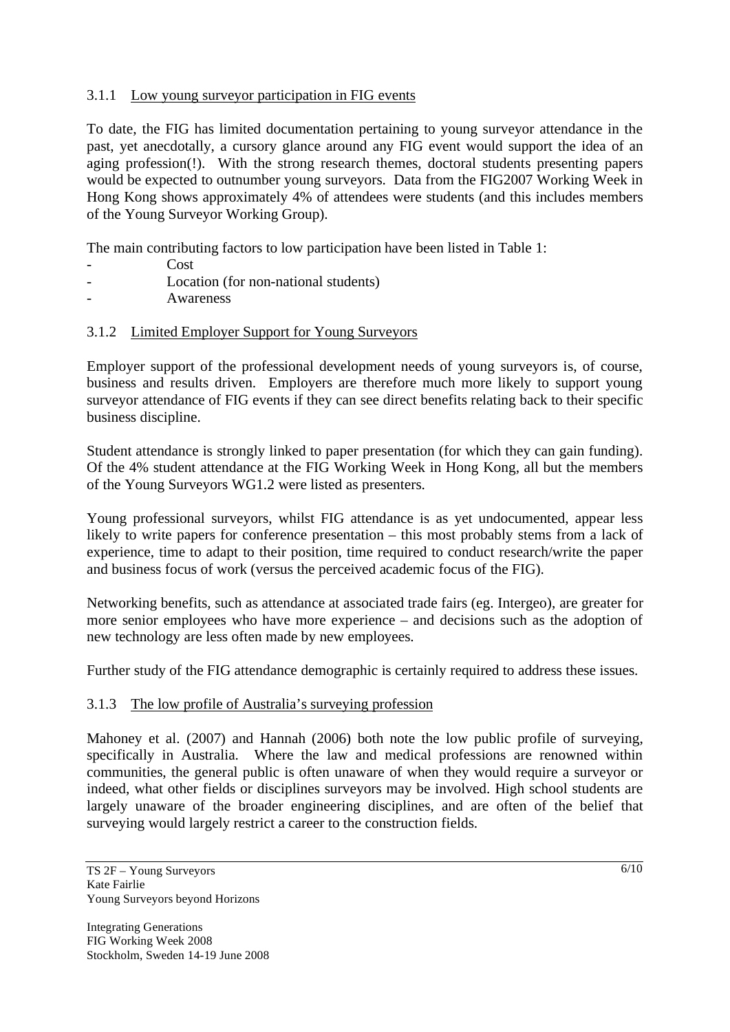#### 3.1.1 Low young surveyor participation in FIG events

To date, the FIG has limited documentation pertaining to young surveyor attendance in the past, yet anecdotally, a cursory glance around any FIG event would support the idea of an aging profession(!). With the strong research themes, doctoral students presenting papers would be expected to outnumber young surveyors. Data from the FIG2007 Working Week in Hong Kong shows approximately 4% of attendees were students (and this includes members of the Young Surveyor Working Group).

The main contributing factors to low participation have been listed in Table 1:

- Cost
- Location (for non-national students)
- Awareness

#### 3.1.2 Limited Employer Support for Young Surveyors

Employer support of the professional development needs of young surveyors is, of course, business and results driven. Employers are therefore much more likely to support young surveyor attendance of FIG events if they can see direct benefits relating back to their specific business discipline.

Student attendance is strongly linked to paper presentation (for which they can gain funding). Of the 4% student attendance at the FIG Working Week in Hong Kong, all but the members of the Young Surveyors WG1.2 were listed as presenters.

Young professional surveyors, whilst FIG attendance is as yet undocumented, appear less likely to write papers for conference presentation – this most probably stems from a lack of experience, time to adapt to their position, time required to conduct research/write the paper and business focus of work (versus the perceived academic focus of the FIG).

Networking benefits, such as attendance at associated trade fairs (eg. Intergeo), are greater for more senior employees who have more experience – and decisions such as the adoption of new technology are less often made by new employees.

Further study of the FIG attendance demographic is certainly required to address these issues.

#### 3.1.3 The low profile of Australia's surveying profession

Mahoney et al. (2007) and Hannah (2006) both note the low public profile of surveying, specifically in Australia. Where the law and medical professions are renowned within communities, the general public is often unaware of when they would require a surveyor or indeed, what other fields or disciplines surveyors may be involved. High school students are largely unaware of the broader engineering disciplines, and are often of the belief that surveying would largely restrict a career to the construction fields.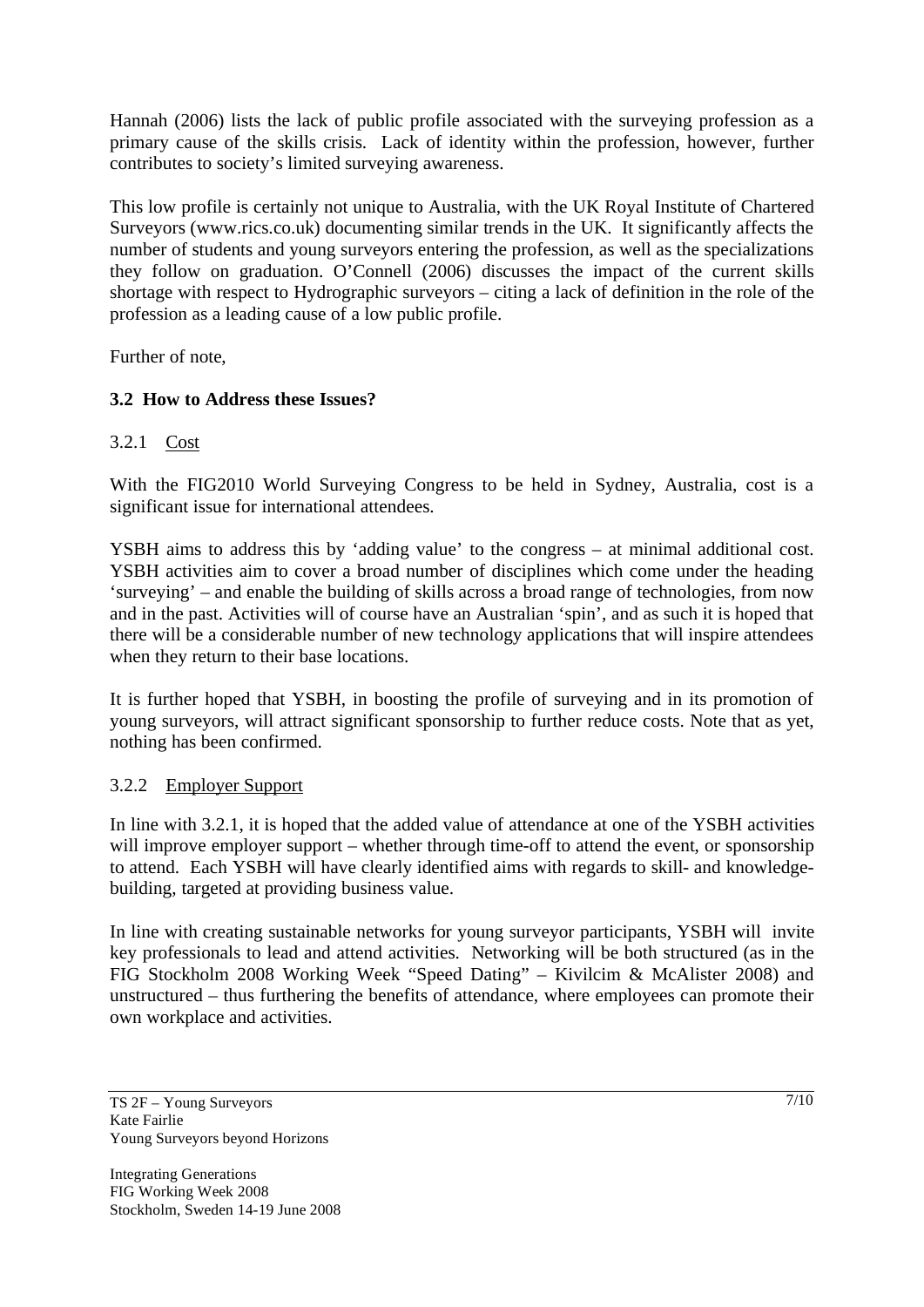Hannah (2006) lists the lack of public profile associated with the surveying profession as a primary cause of the skills crisis. Lack of identity within the profession, however, further contributes to society's limited surveying awareness.

This low profile is certainly not unique to Australia, with the UK Royal Institute of Chartered Surveyors (www.rics.co.uk) documenting similar trends in the UK. It significantly affects the number of students and young surveyors entering the profession, as well as the specializations they follow on graduation. O'Connell (2006) discusses the impact of the current skills shortage with respect to Hydrographic surveyors – citing a lack of definition in the role of the profession as a leading cause of a low public profile.

Further of note,

### 3.2 How to Address these Issues?

#### 3.2.1 Cost

With the FIG2010 World Surveying Congress to be held in Sydney, Australia, cost is a significant issue for international attendees.

YSBH aims to address this by 'adding value' to the congress – at minimal additional cost. YSBH activities aim to cover a broad number of disciplines which come under the heading 'surveying' – and enable the building of skills across a broad range of technologies, from now and in the past. Activities will of course have an Australian 'spin', and as such it is hoped that there will be a considerable number of new technology applications that will inspire attendees when they return to their base locations.

It is further hoped that YSBH, in boosting the profile of surveying and in its promotion of young surveyors, will attract significant sponsorship to further reduce costs. Note that as yet, nothing has been confirmed.

#### 3.2.2 Employer Support

In line with 3.2.1, it is hoped that the added value of attendance at one of the YSBH activities will improve employer support – whether through time-off to attend the event, or sponsorship to attend. Each YSBH will have clearly identified aims with regards to skill- and knowledge-building, targeted at providing business value.

In line with creating sustainable networks for young surveyor participants, YSBH will invite key professionals to lead and attend activities. Networking will be both structured (as in the FIG Stockholm 2008 Working Week "Speed Dating" – Kivilcim & McAlister 2008) and unstructured – thus furthering the benefits of attendance, where employees can promote their own workplace and activities.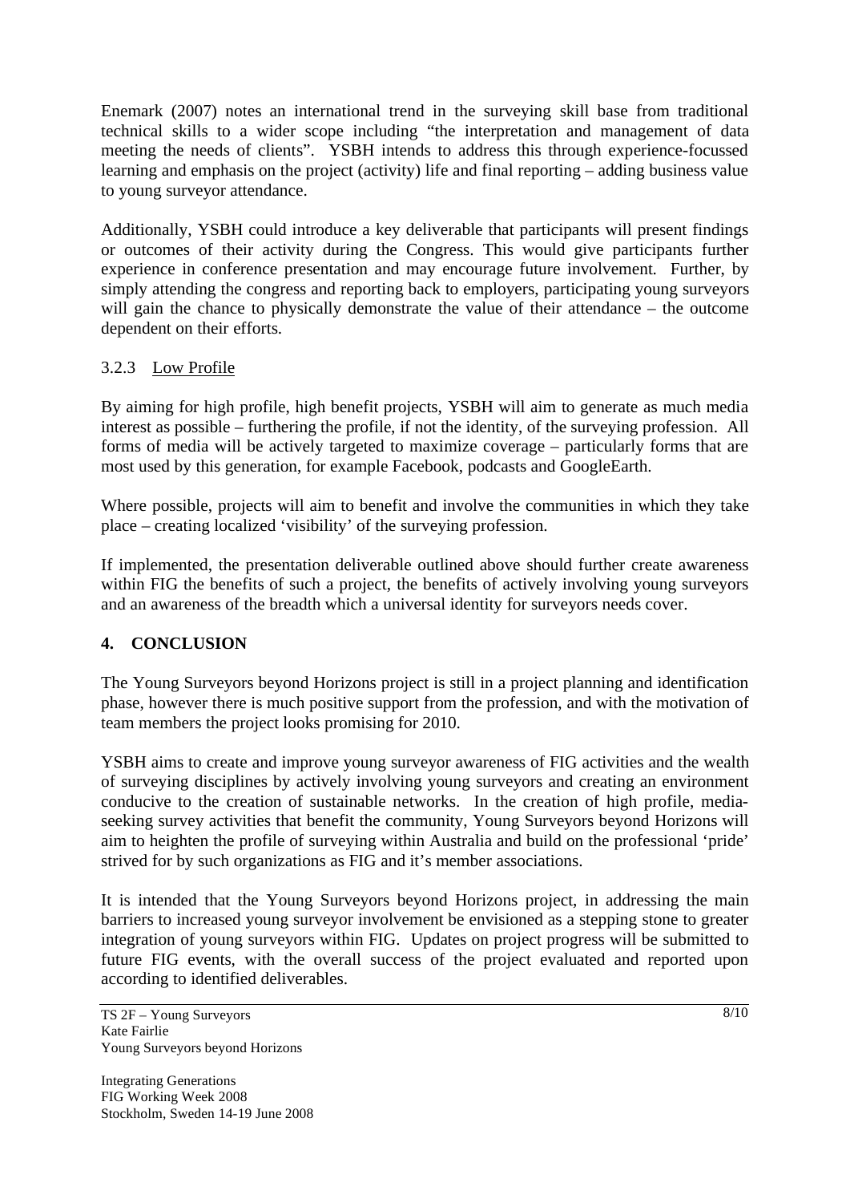Enemark (2007) notes an international trend in the surveying skill base from traditional technical skills to a wider scope including "the interpretation and management of data meeting the needs of clients". YSBH intends to address this through experience-focussed learning and emphasis on the project (activity) life and final reporting – adding business value to young surveyor attendance.

Additionally, YSBH could introduce a key deliverable that participants will present findings or outcomes of their activity during the Congress. This would give participants further experience in conference presentation and may encourage future involvement. Further, by simply attending the congress and reporting back to employers, participating young surveyors will gain the chance to physically demonstrate the value of their attendance – the outcome dependent on their efforts.

### 3.2.3 Low Profile

By aiming for high profile, high benefit projects, YSBH will aim to generate as much media interest as possible – furthering the profile, if not the identity, of the surveying profession. All forms of media will be actively targeted to maximize coverage – particularly forms that are most used by this generation, for example Facebook, podcasts and GoogleEarth.

Where possible, projects will aim to benefit and involve the communities in which they take place – creating localized 'visibility' of the surveying profession.

If implemented, the presentation deliverable outlined above should further create awareness within FIG the benefits of such a project, the benefits of actively involving young surveyors and an awareness of the breadth which a universal identity for surveyors needs cover.

## 4. CONCLUSION

The Young Surveyors beyond Horizons project is still in a project planning and identification phase, however there is much positive support from the profession, and with the motivation of team members the project looks promising for 2010.

YSBH aims to create and improve young surveyor awareness of FIG activities and the wealth of surveying disciplines by actively involving young surveyors and creating an environment conducive to the creation of sustainable networks. In the creation of high profile, media-seeking survey activities that benefit the community, Young Surveyors beyond Horizons will aim to heighten the profile of surveying within Australia and build on the professional 'pride' strived for by such organizations as FIG and it's member associations.

It is intended that the Young Surveyors beyond Horizons project, in addressing the main barriers to increased young surveyor involvement be envisioned as a stepping stone to greater integration of young surveyors within FIG. Updates on project progress will be submitted to future FIG events, with the overall success of the project evaluated and reported upon according to identified deliverables.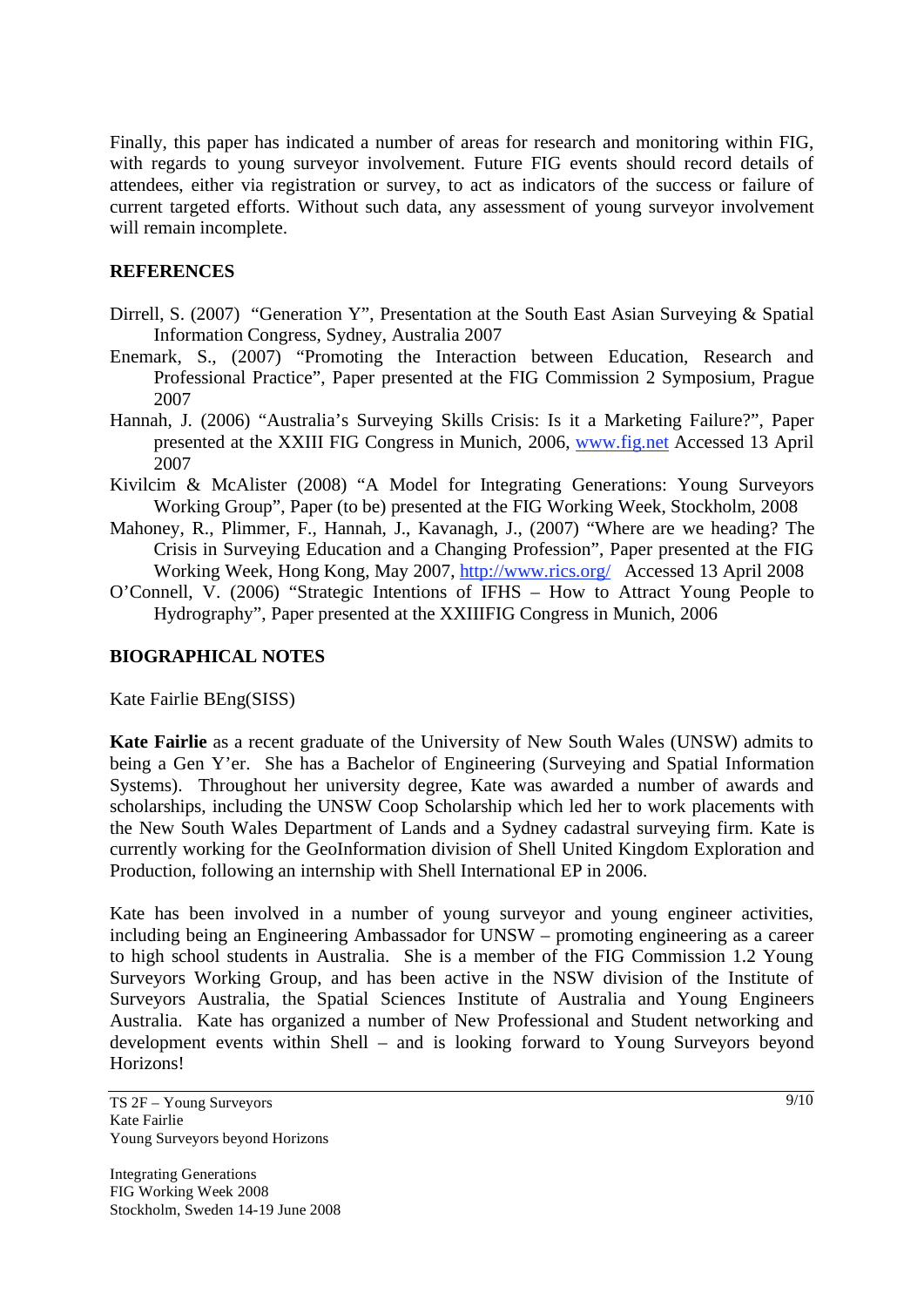Finally, this paper has indicated a number of areas for research and monitoring within FIG, with regards to young surveyor involvement. Future FIG events should record details of attendees, either via registration or survey, to act as indicators of the success or failure of current targeted efforts. Without such data, any assessment of young surveyor involvement will remain incomplete.

## REFERENCES

Dirrell, S. (2007) "Generation Y", Presentation at the South East Asian Surveying & Spatial Information Congress, Sydney, Australia 2007

Enemark, S., (2007) "Promoting the Interaction between Education, Research and Professional Practice", Paper presented at the FIG Commission 2 Symposium, Prague 2007

Hannah, J. (2006) "Australia's Surveying Skills Crisis: Is it a Marketing Failure?", Paper presented at the XXIII FIG Congress in Munich, 2006, www.fig.net Accessed 13 April 2007

Kivilcim & McAlister (2008) "A Model for Integrating Generations: Young Surveyors Working Group", Paper (to be) presented at the FIG Working Week, Stockholm, 2008

Mahoney, R., Plimmer, F., Hannah, J., Kavanagh, J., (2007) "Where are we heading? The Crisis in Surveying Education and a Changing Profession", Paper presented at the FIG Working Week, Hong Kong, May 2007, http://www.rics.org/ Accessed 13 April 2008

O'Connell, V. (2006) "Strategic Intentions of IFHS – How to Attract Young People to Hydrography", Paper presented at the XXIIIFIG Congress in Munich, 2006

## BIOGRAPHICAL NOTES

Kate Fairlie BEng(SISS)

**Kate Fairlie** as a recent graduate of the University of New South Wales (UNSW) admits to being a Gen Y'er. She has a Bachelor of Engineering (Surveying and Spatial Information Systems). Throughout her university degree, Kate was awarded a number of awards and scholarships, including the UNSW Coop Scholarship which led her to work placements with the New South Wales Department of Lands and a Sydney cadastral surveying firm. Kate is currently working for the GeoInformation division of Shell United Kingdom Exploration and Production, following an internship with Shell International EP in 2006.

Kate has been involved in a number of young surveyor and young engineer activities, including being an Engineering Ambassador for UNSW – promoting engineering as a career to high school students in Australia. She is a member of the FIG Commission 1.2 Young Surveyors Working Group, and has been active in the NSW division of the Institute of Surveyors Australia, the Spatial Sciences Institute of Australia and Young Engineers Australia. Kate has organized a number of New Professional and Student networking and development events within Shell – and is looking forward to Young Surveyors beyond Horizons!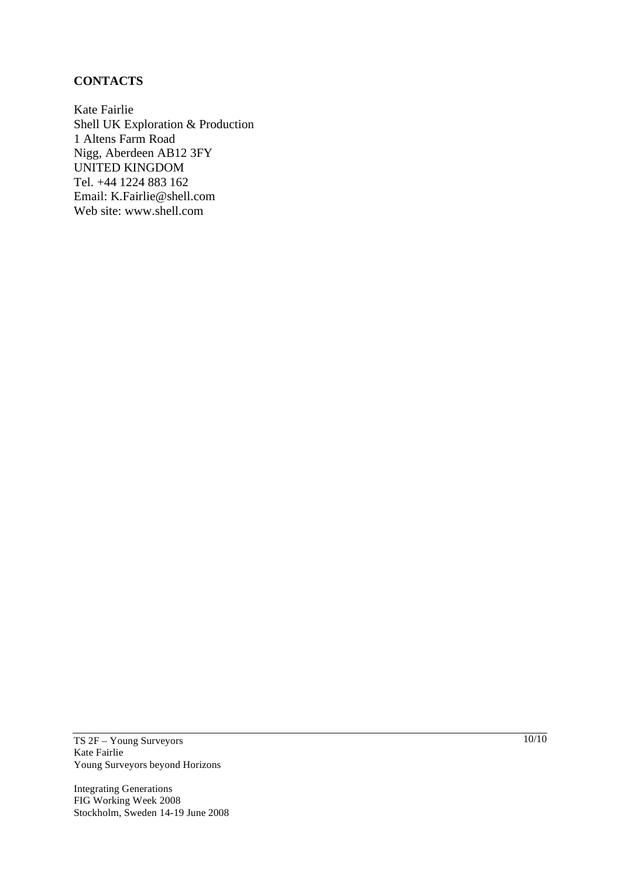## CONTACTS

Kate Fairlie
Shell UK Exploration & Production
1 Altens Farm Road
Nigg, Aberdeen AB12 3FY
UNITED KINGDOM
Tel. +44 1224 883 162
Email: K.Fairlie@shell.com
Web site: www.shell.com